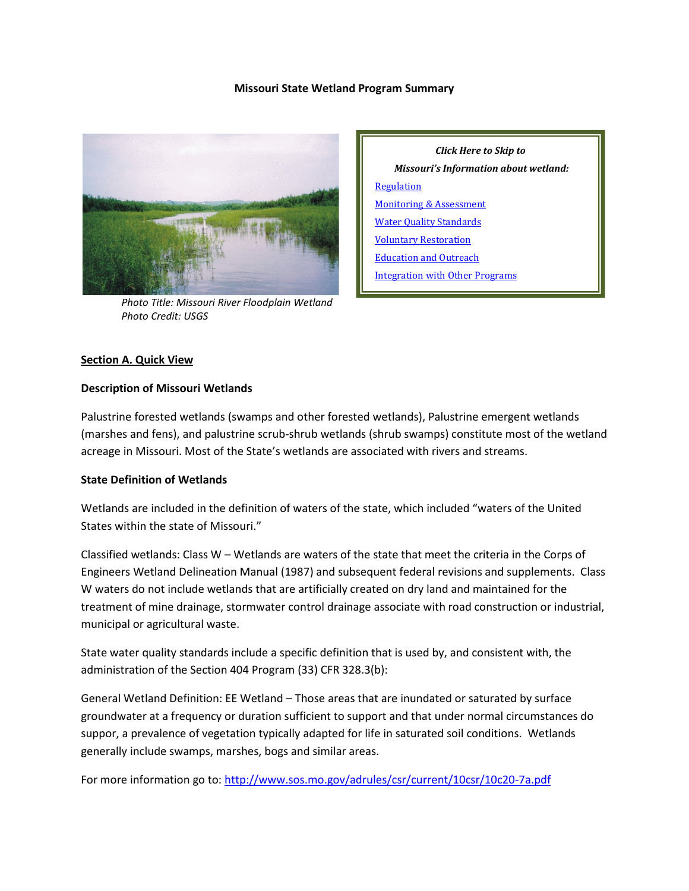# Missouri State Wetland Program Summary

Photo Title: Missouri River Floodplain Wetland
Photo Credit: USGS

*Click Here to Skip to*
*Missouri's Information about wetland:*

- Regulation
- Monitoring & Assessment
- Water Quality Standards
- Voluntary Restoration
- Education and Outreach
- Integration with Other Programs

## Section A. Quick View

### Description of Missouri Wetlands

Palustrine forested wetlands (swamps and other forested wetlands), Palustrine emergent wetlands (marshes and fens), and palustrine scrub-shrub wetlands (shrub swamps) constitute most of the wetland acreage in Missouri. Most of the State's wetlands are associated with rivers and streams.

### State Definition of Wetlands

Wetlands are included in the definition of waters of the state, which included "waters of the United States within the state of Missouri."

Classified wetlands: Class W – Wetlands are waters of the state that meet the criteria in the Corps of Engineers Wetland Delineation Manual (1987) and subsequent federal revisions and supplements. Class W waters do not include wetlands that are artificially created on dry land and maintained for the treatment of mine drainage, stormwater control drainage associate with road construction or industrial, municipal or agricultural waste.

State water quality standards include a specific definition that is used by, and consistent with, the administration of the Section 404 Program (33) CFR 328.3(b):

General Wetland Definition: EE Wetland – Those areas that are inundated or saturated by surface groundwater at a frequency or duration sufficient to support and that under normal circumstances do suppor, a prevalence of vegetation typically adapted for life in saturated soil conditions. Wetlands generally include swamps, marshes, bogs and similar areas.

For more information go to: http://www.sos.mo.gov/adrules/csr/current/10csr/10c20-7a.pdf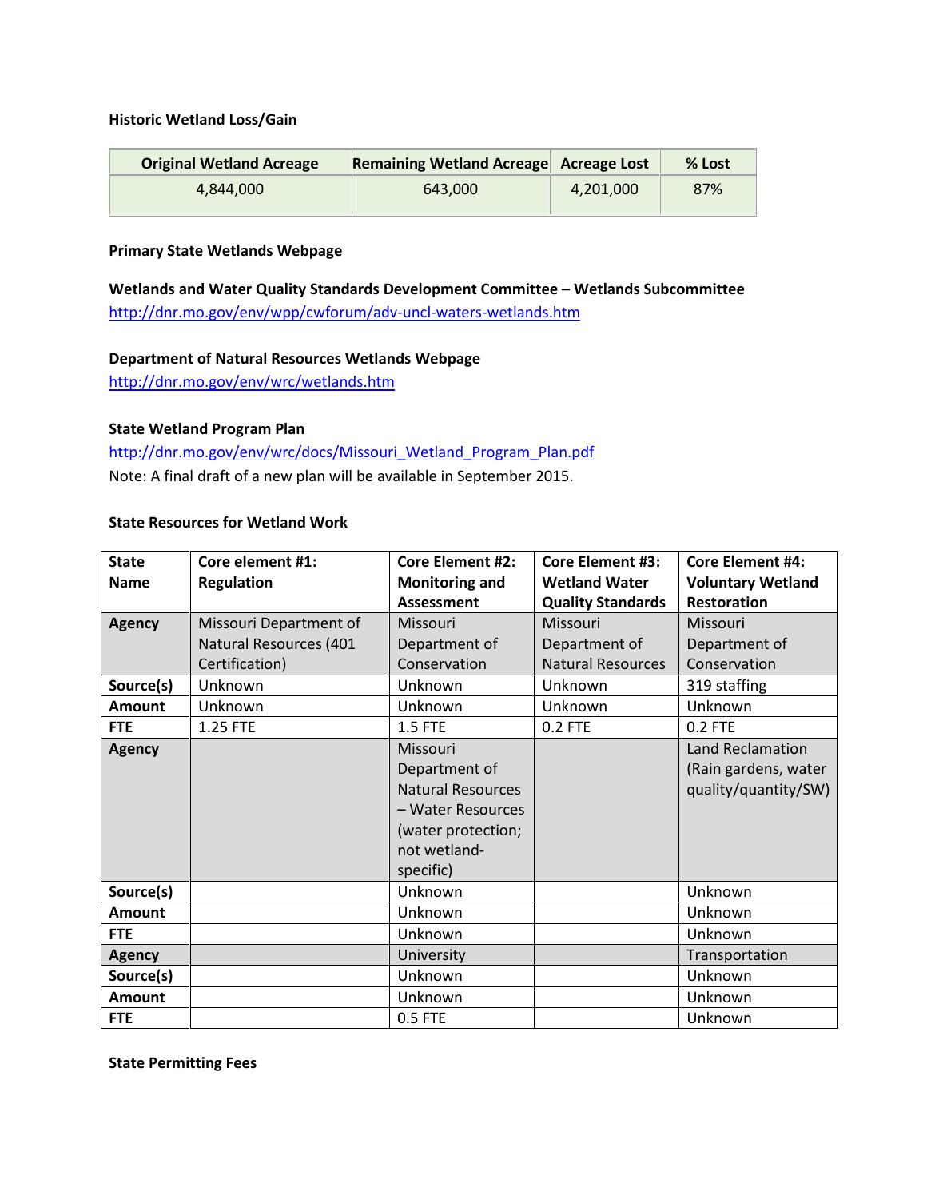**Historic Wetland Loss/Gain**

| Original Wetland Acreage | Remaining Wetland Acreage | Acreage Lost | % Lost |
|---|---|---|---|
| 4,844,000 | 643,000 | 4,201,000 | 87% |

**Primary State Wetlands Webpage**

**Wetlands and Water Quality Standards Development Committee – Wetlands Subcommittee**
http://dnr.mo.gov/env/wpp/cwforum/adv-uncl-waters-wetlands.htm

**Department of Natural Resources Wetlands Webpage**
http://dnr.mo.gov/env/wrc/wetlands.htm

**State Wetland Program Plan**
http://dnr.mo.gov/env/wrc/docs/Missouri_Wetland_Program_Plan.pdf
Note: A final draft of a new plan will be available in September 2015.

**State Resources for Wetland Work**

| State Name | Core element #1: Regulation | Core Element #2: Monitoring and Assessment | Core Element #3: Wetland Water Quality Standards | Core Element #4: Voluntary Wetland Restoration |
|---|---|---|---|---|
| **Agency** | Missouri Department of Natural Resources (401 Certification) | Missouri Department of Conservation | Missouri Department of Natural Resources | Missouri Department of Conservation |
| **Source(s)** | Unknown | Unknown | Unknown | 319 staffing |
| **Amount** | Unknown | Unknown | Unknown | Unknown |
| **FTE** | 1.25 FTE | 1.5 FTE | 0.2 FTE | 0.2 FTE |
| **Agency** | | Missouri Department of Natural Resources – Water Resources (water protection; not wetland-specific) | | Land Reclamation (Rain gardens, water quality/quantity/SW) |
| **Source(s)** | | Unknown | | Unknown |
| **Amount** | | Unknown | | Unknown |
| **FTE** | | Unknown | | Unknown |
| **Agency** | | University | | Transportation |
| **Source(s)** | | Unknown | | Unknown |
| **Amount** | | Unknown | | Unknown |
| **FTE** | | 0.5 FTE | | Unknown |

**State Permitting Fees**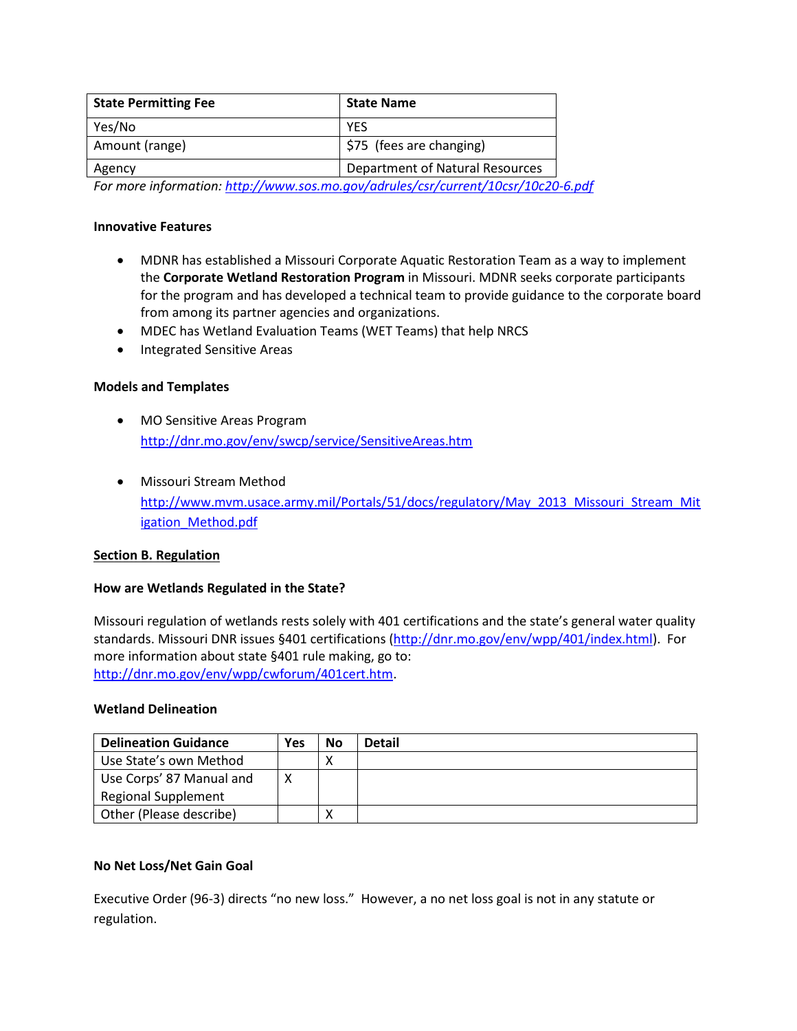| State Permitting Fee | State Name |
|---|---|
| Yes/No | YES |
| Amount (range) | $75 (fees are changing) |
| Agency | Department of Natural Resources |

*For more information: http://www.sos.mo.gov/adrules/csr/current/10csr/10c20-6.pdf*

**Innovative Features**

- MDNR has established a Missouri Corporate Aquatic Restoration Team as a way to implement the **Corporate Wetland Restoration Program** in Missouri. MDNR seeks corporate participants for the program and has developed a technical team to provide guidance to the corporate board from among its partner agencies and organizations.
- MDEC has Wetland Evaluation Teams (WET Teams) that help NRCS
- Integrated Sensitive Areas

**Models and Templates**

- MO Sensitive Areas Program
  http://dnr.mo.gov/env/swcp/service/SensitiveAreas.htm

- Missouri Stream Method
  http://www.mvm.usace.army.mil/Portals/51/docs/regulatory/May_2013_Missouri_Stream_Mitigation_Method.pdf

**Section B. Regulation**

**How are Wetlands Regulated in the State?**

Missouri regulation of wetlands rests solely with 401 certifications and the state's general water quality standards. Missouri DNR issues §401 certifications (http://dnr.mo.gov/env/wpp/401/index.html). For more information about state §401 rule making, go to: http://dnr.mo.gov/env/wpp/cwforum/401cert.htm.

**Wetland Delineation**

| Delineation Guidance | Yes | No | Detail |
|---|---|---|---|
| Use State's own Method | | X | |
| Use Corps' 87 Manual and Regional Supplement | X | | |
| Other (Please describe) | | X | |

**No Net Loss/Net Gain Goal**

Executive Order (96-3) directs "no new loss." However, a no net loss goal is not in any statute or regulation.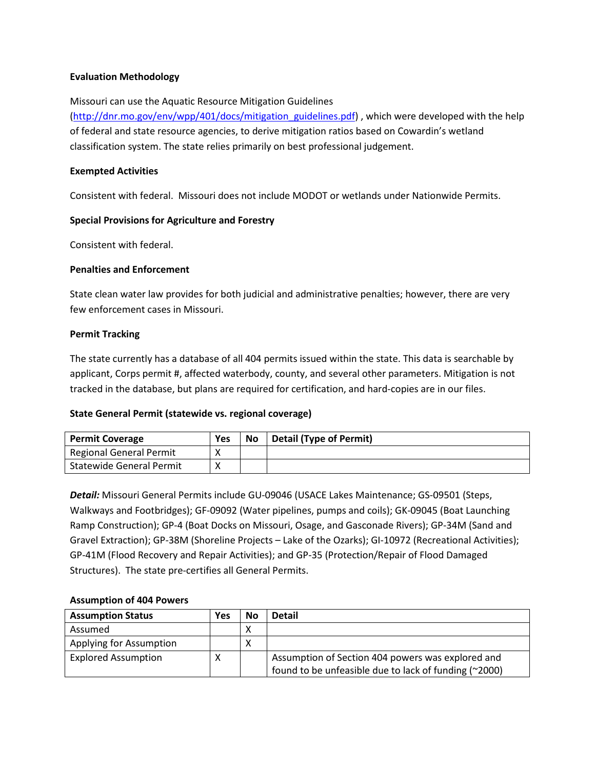**Evaluation Methodology**

Missouri can use the Aquatic Resource Mitigation Guidelines (http://dnr.mo.gov/env/wpp/401/docs/mitigation_guidelines.pdf) , which were developed with the help of federal and state resource agencies, to derive mitigation ratios based on Cowardin's wetland classification system. The state relies primarily on best professional judgement.

**Exempted Activities**

Consistent with federal. Missouri does not include MODOT or wetlands under Nationwide Permits.

**Special Provisions for Agriculture and Forestry**

Consistent with federal.

**Penalties and Enforcement**

State clean water law provides for both judicial and administrative penalties; however, there are very few enforcement cases in Missouri.

**Permit Tracking**

The state currently has a database of all 404 permits issued within the state. This data is searchable by applicant, Corps permit #, affected waterbody, county, and several other parameters. Mitigation is not tracked in the database, but plans are required for certification, and hard-copies are in our files.

**State General Permit (statewide vs. regional coverage)**

| Permit Coverage | Yes | No | Detail (Type of Permit) |
|---|---|---|---|
| Regional General Permit | X | | |
| Statewide General Permit | X | | |

***Detail:*** Missouri General Permits include GU-09046 (USACE Lakes Maintenance; GS-09501 (Steps, Walkways and Footbridges); GF-09092 (Water pipelines, pumps and coils); GK-09045 (Boat Launching Ramp Construction); GP-4 (Boat Docks on Missouri, Osage, and Gasconade Rivers); GP-34M (Sand and Gravel Extraction); GP-38M (Shoreline Projects – Lake of the Ozarks); GI-10972 (Recreational Activities); GP-41M (Flood Recovery and Repair Activities); and GP-35 (Protection/Repair of Flood Damaged Structures). The state pre-certifies all General Permits.

**Assumption of 404 Powers**

| Assumption Status | Yes | No | Detail |
|---|---|---|---|
| Assumed | | X | |
| Applying for Assumption | | X | |
| Explored Assumption | X | | Assumption of Section 404 powers was explored and found to be unfeasible due to lack of funding (~2000) |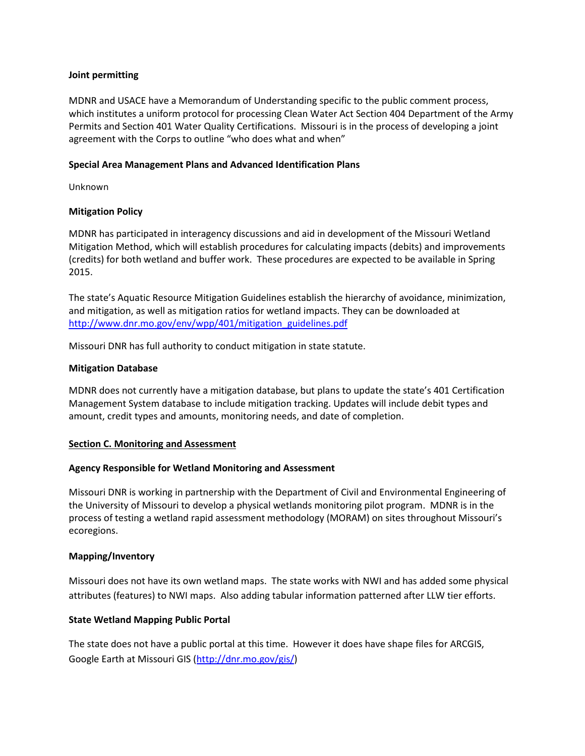**Joint permitting**

MDNR and USACE have a Memorandum of Understanding specific to the public comment process, which institutes a uniform protocol for processing Clean Water Act Section 404 Department of the Army Permits and Section 401 Water Quality Certifications. Missouri is in the process of developing a joint agreement with the Corps to outline "who does what and when"

**Special Area Management Plans and Advanced Identification Plans**

Unknown

**Mitigation Policy**

MDNR has participated in interagency discussions and aid in development of the Missouri Wetland Mitigation Method, which will establish procedures for calculating impacts (debits) and improvements (credits) for both wetland and buffer work. These procedures are expected to be available in Spring 2015.

The state's Aquatic Resource Mitigation Guidelines establish the hierarchy of avoidance, minimization, and mitigation, as well as mitigation ratios for wetland impacts. They can be downloaded at http://www.dnr.mo.gov/env/wpp/401/mitigation_guidelines.pdf

Missouri DNR has full authority to conduct mitigation in state statute.

**Mitigation Database**

MDNR does not currently have a mitigation database, but plans to update the state's 401 Certification Management System database to include mitigation tracking. Updates will include debit types and amount, credit types and amounts, monitoring needs, and date of completion.

## Section C. Monitoring and Assessment

**Agency Responsible for Wetland Monitoring and Assessment**

Missouri DNR is working in partnership with the Department of Civil and Environmental Engineering of the University of Missouri to develop a physical wetlands monitoring pilot program. MDNR is in the process of testing a wetland rapid assessment methodology (MORAM) on sites throughout Missouri's ecoregions.

**Mapping/Inventory**

Missouri does not have its own wetland maps. The state works with NWI and has added some physical attributes (features) to NWI maps. Also adding tabular information patterned after LLW tier efforts.

**State Wetland Mapping Public Portal**

The state does not have a public portal at this time. However it does have shape files for ARCGIS, Google Earth at Missouri GIS (http://dnr.mo.gov/gis/)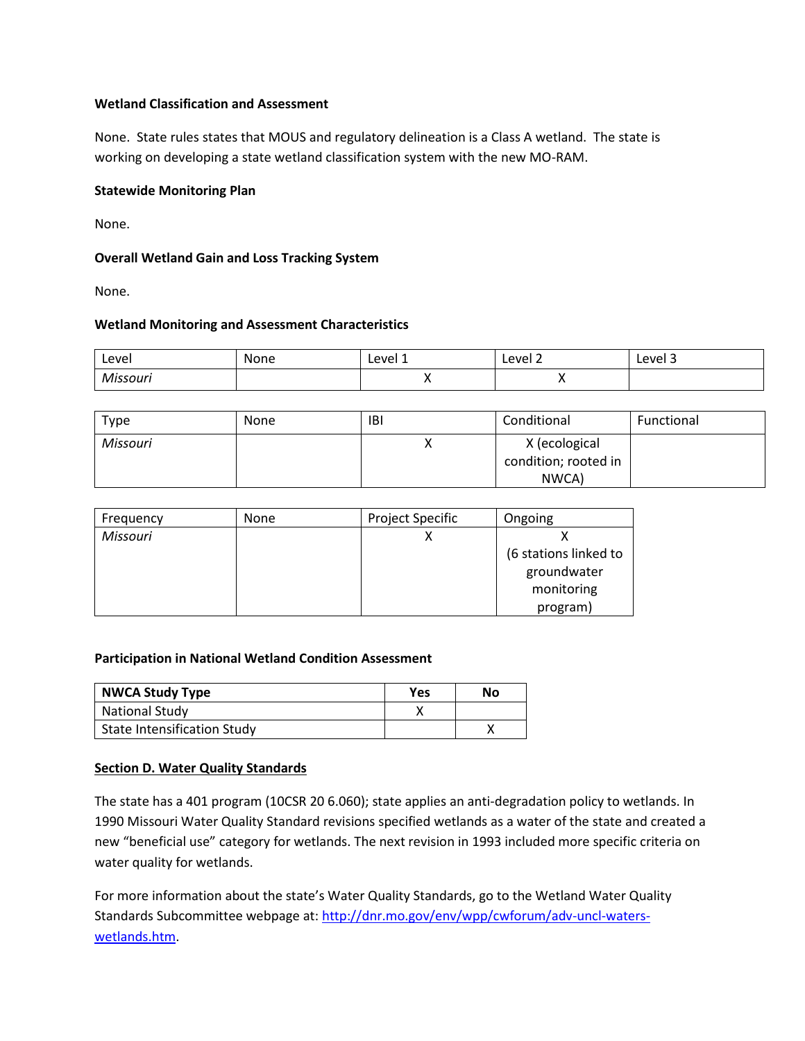**Wetland Classification and Assessment**

None. State rules states that MOUS and regulatory delineation is a Class A wetland. The state is working on developing a state wetland classification system with the new MO-RAM.

**Statewide Monitoring Plan**

None.

**Overall Wetland Gain and Loss Tracking System**

None.

**Wetland Monitoring and Assessment Characteristics**

| Level | None | Level 1 | Level 2 | Level 3 |
|---|---|---|---|---|
| *Missouri* | | X | X | |

| Type | None | IBI | Conditional | Functional |
|---|---|---|---|---|
| *Missouri* | | X | X (ecological condition; rooted in NWCA) | |

| Frequency | None | Project Specific | Ongoing |
|---|---|---|---|
| *Missouri* | | X | X (6 stations linked to groundwater monitoring program) |

**Participation in National Wetland Condition Assessment**

| NWCA Study Type | Yes | No |
|---|---|---|
| National Study | X | |
| State Intensification Study | | X |

**Section D. Water Quality Standards**

The state has a 401 program (10CSR 20 6.060); state applies an anti-degradation policy to wetlands. In 1990 Missouri Water Quality Standard revisions specified wetlands as a water of the state and created a new "beneficial use" category for wetlands. The next revision in 1993 included more specific criteria on water quality for wetlands.

For more information about the state's Water Quality Standards, go to the Wetland Water Quality Standards Subcommittee webpage at: [http://dnr.mo.gov/env/wpp/cwforum/adv-uncl-waters-wetlands.htm](http://dnr.mo.gov/env/wpp/cwforum/adv-uncl-waters-wetlands.htm).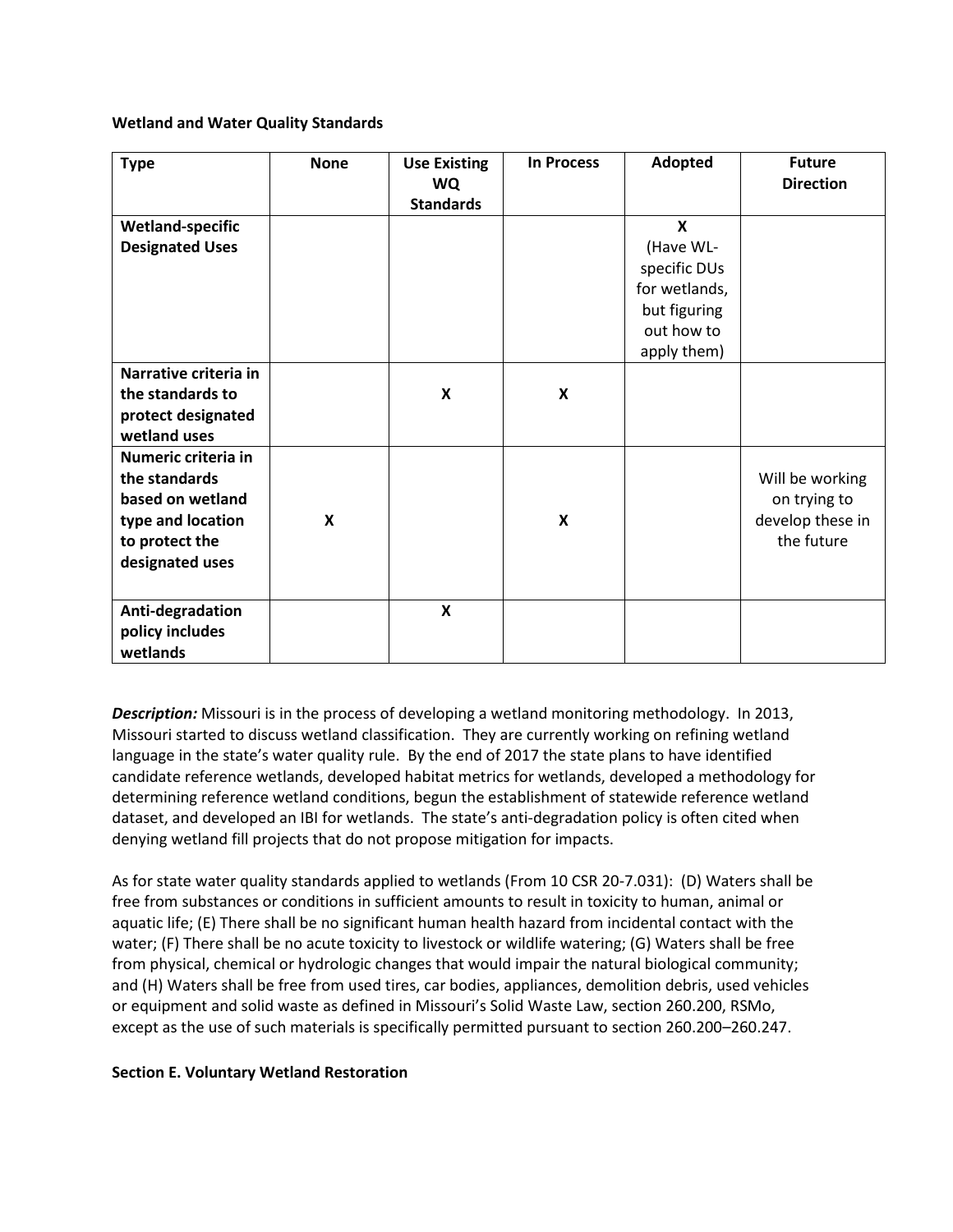**Wetland and Water Quality Standards**

| Type | None | Use Existing WQ Standards | In Process | Adopted | Future Direction |
|---|---|---|---|---|---|
| **Wetland-specific Designated Uses** | | | | X (Have WL-specific DUs for wetlands, but figuring out how to apply them) | |
| **Narrative criteria in the standards to protect designated wetland uses** | | X | X | | |
| **Numeric criteria in the standards based on wetland type and location to protect the designated uses** | X | | X | | Will be working on trying to develop these in the future |
| **Anti-degradation policy includes wetlands** | | X | | | |

***Description:*** Missouri is in the process of developing a wetland monitoring methodology. In 2013, Missouri started to discuss wetland classification. They are currently working on refining wetland language in the state's water quality rule. By the end of 2017 the state plans to have identified candidate reference wetlands, developed habitat metrics for wetlands, developed a methodology for determining reference wetland conditions, begun the establishment of statewide reference wetland dataset, and developed an IBI for wetlands. The state's anti-degradation policy is often cited when denying wetland fill projects that do not propose mitigation for impacts.

As for state water quality standards applied to wetlands (From 10 CSR 20-7.031): (D) Waters shall be free from substances or conditions in sufficient amounts to result in toxicity to human, animal or aquatic life; (E) There shall be no significant human health hazard from incidental contact with the water; (F) There shall be no acute toxicity to livestock or wildlife watering; (G) Waters shall be free from physical, chemical or hydrologic changes that would impair the natural biological community; and (H) Waters shall be free from used tires, car bodies, appliances, demolition debris, used vehicles or equipment and solid waste as defined in Missouri's Solid Waste Law, section 260.200, RSMo, except as the use of such materials is specifically permitted pursuant to section 260.200–260.247.

**Section E. Voluntary Wetland Restoration**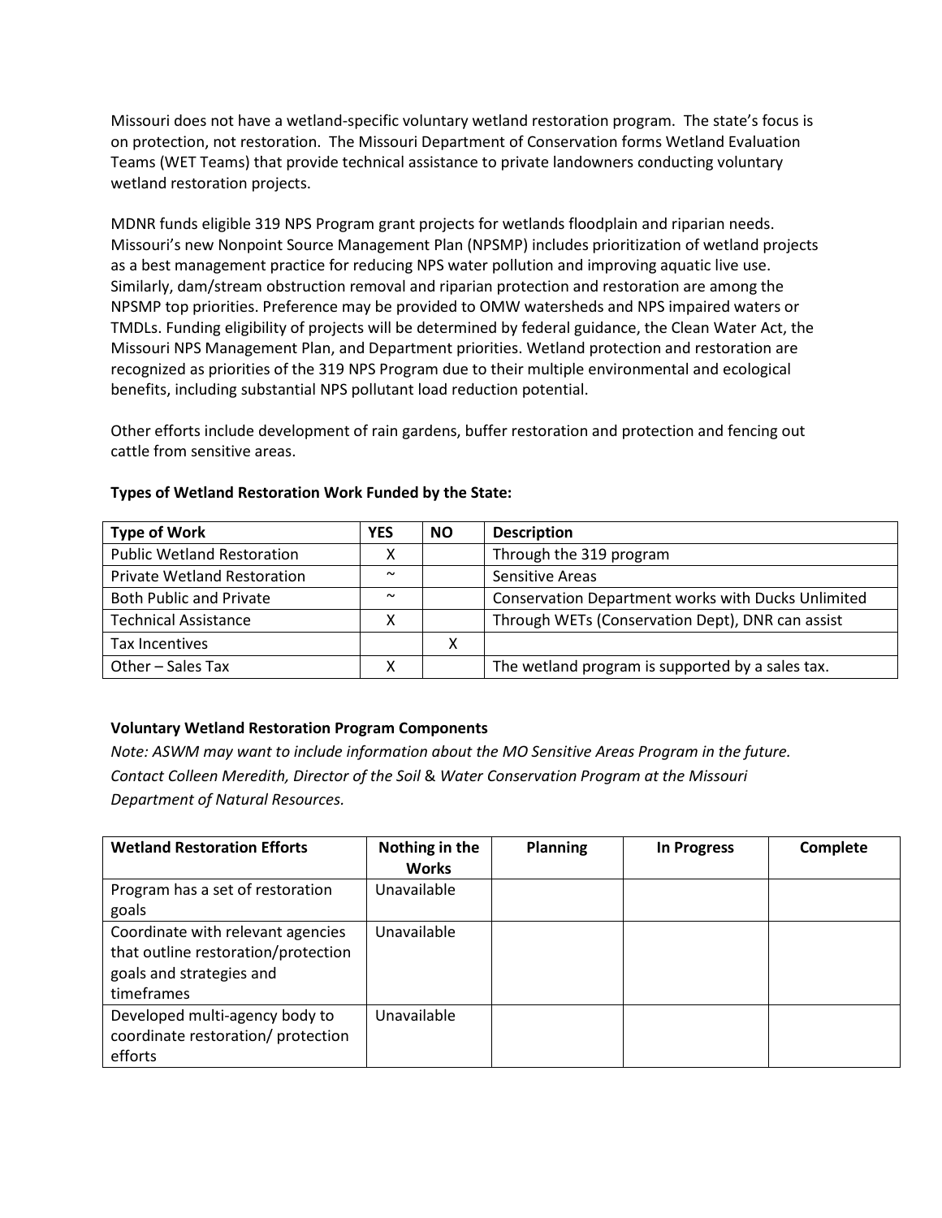Missouri does not have a wetland-specific voluntary wetland restoration program. The state's focus is on protection, not restoration. The Missouri Department of Conservation forms Wetland Evaluation Teams (WET Teams) that provide technical assistance to private landowners conducting voluntary wetland restoration projects.

MDNR funds eligible 319 NPS Program grant projects for wetlands floodplain and riparian needs. Missouri's new Nonpoint Source Management Plan (NPSMP) includes prioritization of wetland projects as a best management practice for reducing NPS water pollution and improving aquatic live use. Similarly, dam/stream obstruction removal and riparian protection and restoration are among the NPSMP top priorities. Preference may be provided to OMW watersheds and NPS impaired waters or TMDLs. Funding eligibility of projects will be determined by federal guidance, the Clean Water Act, the Missouri NPS Management Plan, and Department priorities. Wetland protection and restoration are recognized as priorities of the 319 NPS Program due to their multiple environmental and ecological benefits, including substantial NPS pollutant load reduction potential.

Other efforts include development of rain gardens, buffer restoration and protection and fencing out cattle from sensitive areas.

**Types of Wetland Restoration Work Funded by the State:**

| Type of Work | YES | NO | Description |
|---|---|---|---|
| Public Wetland Restoration | X | | Through the 319 program |
| Private Wetland Restoration | ~ | | Sensitive Areas |
| Both Public and Private | ~ | | Conservation Department works with Ducks Unlimited |
| Technical Assistance | X | | Through WETs (Conservation Dept), DNR can assist |
| Tax Incentives | | X | |
| Other – Sales Tax | X | | The wetland program is supported by a sales tax. |

**Voluntary Wetland Restoration Program Components**

*Note: ASWM may want to include information about the MO Sensitive Areas Program in the future. Contact Colleen Meredith, Director of the Soil & Water Conservation Program at the Missouri Department of Natural Resources.*

| Wetland Restoration Efforts | Nothing in the Works | Planning | In Progress | Complete |
|---|---|---|---|---|
| Program has a set of restoration goals | Unavailable | | | |
| Coordinate with relevant agencies that outline restoration/protection goals and strategies and timeframes | Unavailable | | | |
| Developed multi-agency body to coordinate restoration/ protection efforts | Unavailable | | | |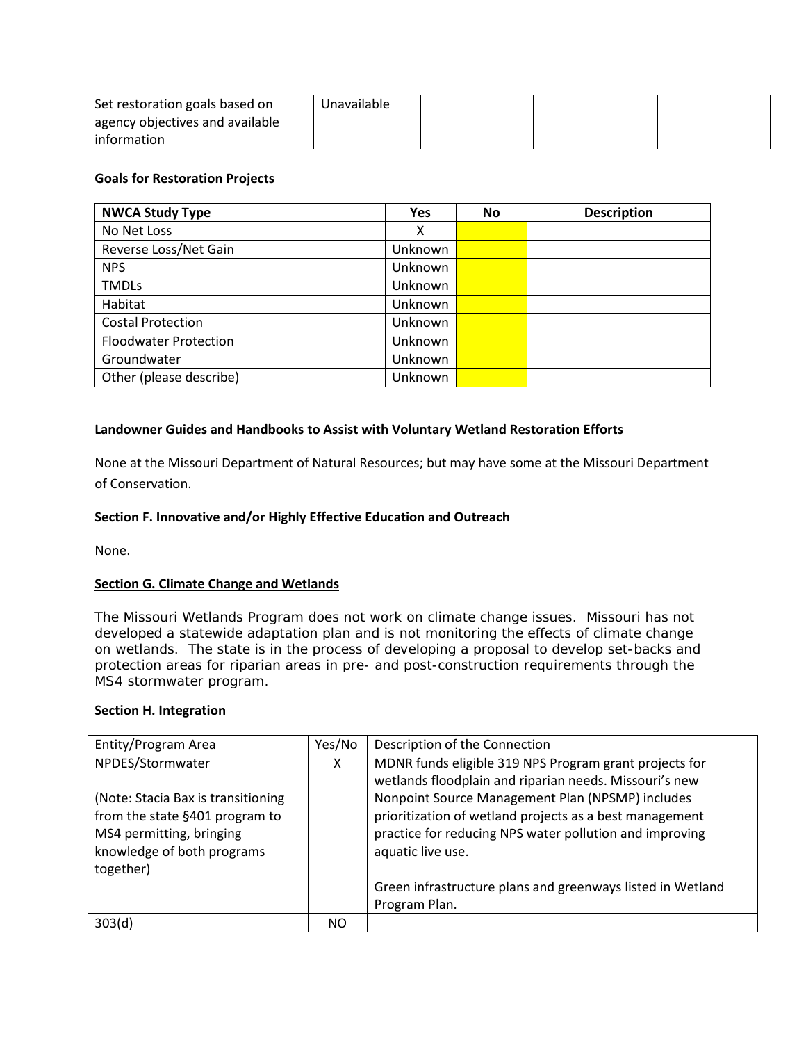| Set restoration goals based on agency objectives and available information | Unavailable | | | |
|---|---|---|---|---|

**Goals for Restoration Projects**

| NWCA Study Type | Yes | No | Description |
|---|---|---|---|
| No Net Loss | X | | |
| Reverse Loss/Net Gain | Unknown | | |
| NPS | Unknown | | |
| TMDLs | Unknown | | |
| Habitat | Unknown | | |
| Costal Protection | Unknown | | |
| Floodwater Protection | Unknown | | |
| Groundwater | Unknown | | |
| Other (please describe) | Unknown | | |

**Landowner Guides and Handbooks to Assist with Voluntary Wetland Restoration Efforts**

None at the Missouri Department of Natural Resources; but may have some at the Missouri Department of Conservation.

**Section F. Innovative and/or Highly Effective Education and Outreach**

None.

**Section G. Climate Change and Wetlands**

The Missouri Wetlands Program does not work on climate change issues. Missouri has not developed a statewide adaptation plan and is not monitoring the effects of climate change on wetlands. The state is in the process of developing a proposal to develop set-backs and protection areas for riparian areas in pre- and post-construction requirements through the MS4 stormwater program.

**Section H. Integration**

| Entity/Program Area | Yes/No | Description of the Connection |
|---|---|---|
| NPDES/Stormwater<br><br>(Note: Stacia Bax is transitioning from the state §401 program to MS4 permitting, bringing knowledge of both programs together) | X | MDNR funds eligible 319 NPS Program grant projects for wetlands floodplain and riparian needs. Missouri's new Nonpoint Source Management Plan (NPSMP) includes prioritization of wetland projects as a best management practice for reducing NPS water pollution and improving aquatic live use.<br><br>Green infrastructure plans and greenways listed in Wetland Program Plan. |
| 303(d) | NO | |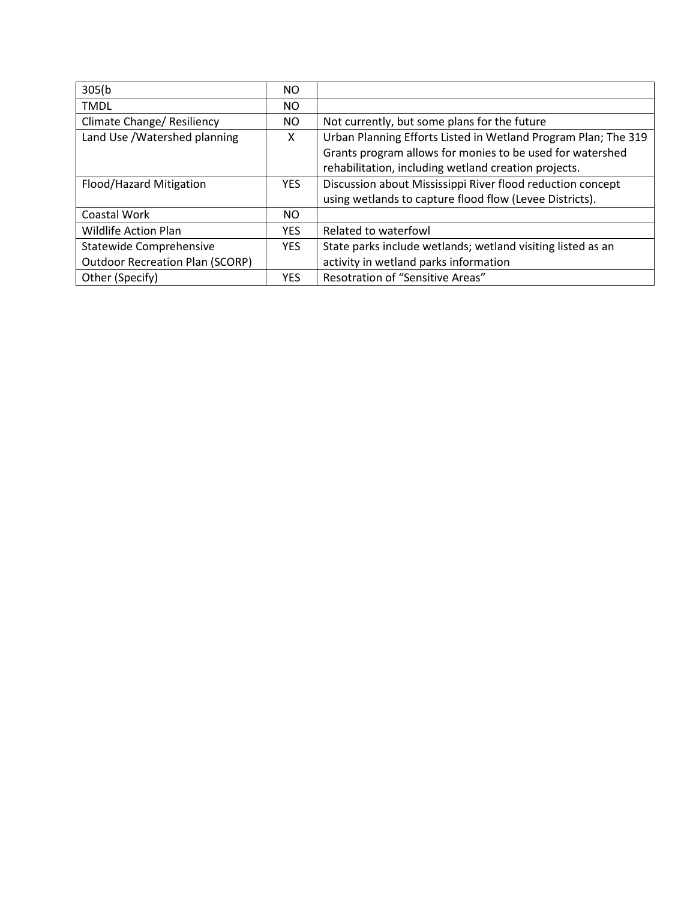| 305(b | NO | |
|---|---|---|
| TMDL | NO | |
| Climate Change/ Resiliency | NO | Not currently, but some plans for the future |
| Land Use /Watershed planning | X | Urban Planning Efforts Listed in Wetland Program Plan; The 319 Grants program allows for monies to be used for watershed rehabilitation, including wetland creation projects. |
| Flood/Hazard Mitigation | YES | Discussion about Mississippi River flood reduction concept using wetlands to capture flood flow (Levee Districts). |
| Coastal Work | NO | |
| Wildlife Action Plan | YES | Related to waterfowl |
| Statewide Comprehensive Outdoor Recreation Plan (SCORP) | YES | State parks include wetlands; wetland visiting listed as an activity in wetland parks information |
| Other (Specify) | YES | Resotration of "Sensitive Areas" |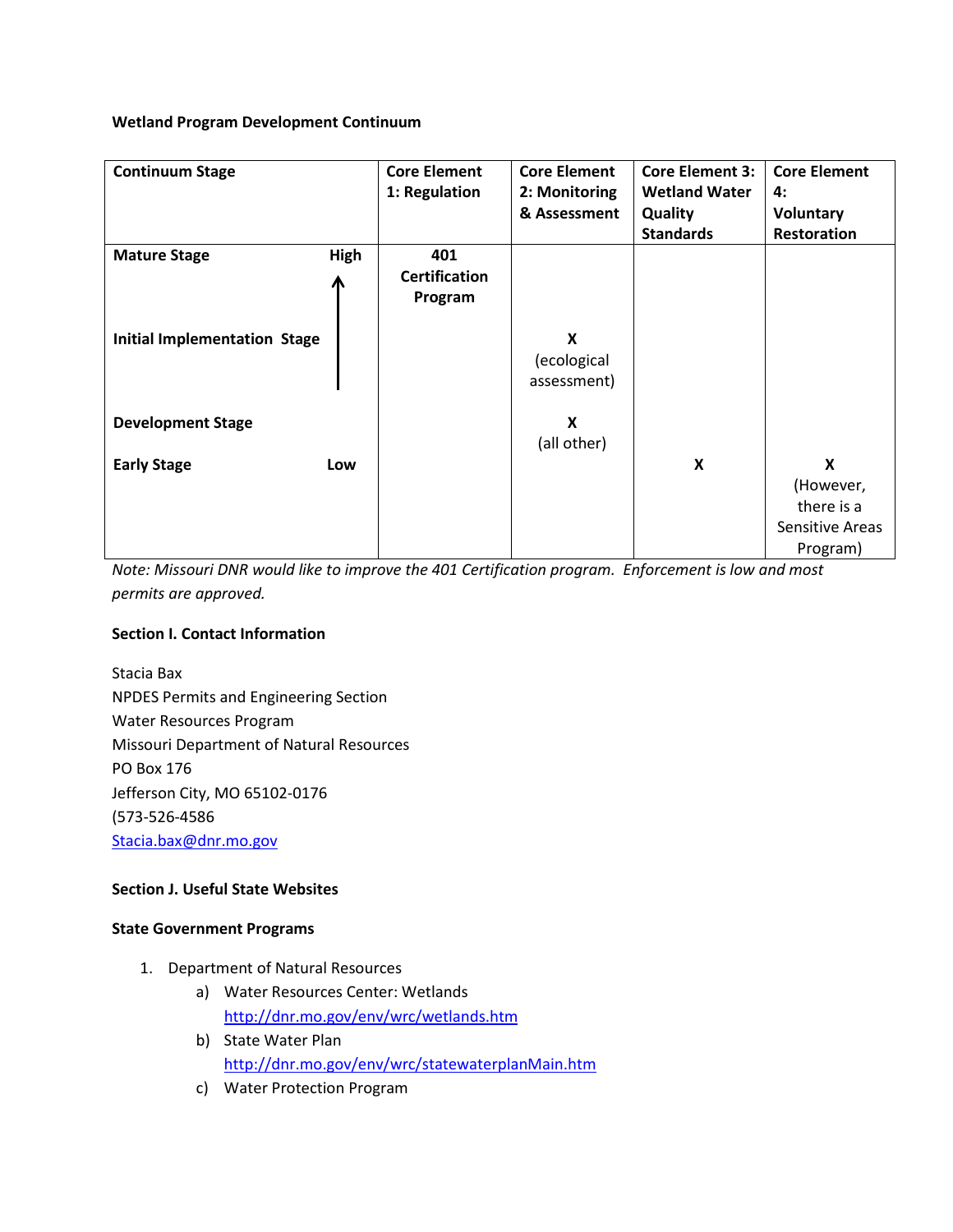**Wetland Program Development Continuum**

| Continuum Stage | | Core Element 1: Regulation | Core Element 2: Monitoring & Assessment | Core Element 3: Wetland Water Quality Standards | Core Element 4: Voluntary Restoration |
|---|---|---|---|---|---|
| Mature Stage | High ↑ | 401 Certification Program | | | |
| Initial Implementation Stage | | | X (ecological assessment) | | |
| Development Stage | | | X (all other) | | |
| Early Stage | Low | | | X | X (However, there is a Sensitive Areas Program) |

*Note: Missouri DNR would like to improve the 401 Certification program. Enforcement is low and most permits are approved.*

**Section I. Contact Information**

Stacia Bax
NPDES Permits and Engineering Section
Water Resources Program
Missouri Department of Natural Resources
PO Box 176
Jefferson City, MO 65102-0176
(573-526-4586
Stacia.bax@dnr.mo.gov

**Section J. Useful State Websites**

**State Government Programs**

1. Department of Natural Resources
   a) Water Resources Center: Wetlands
      http://dnr.mo.gov/env/wrc/wetlands.htm
   b) State Water Plan
      http://dnr.mo.gov/env/wrc/statewaterplanMain.htm
   c) Water Protection Program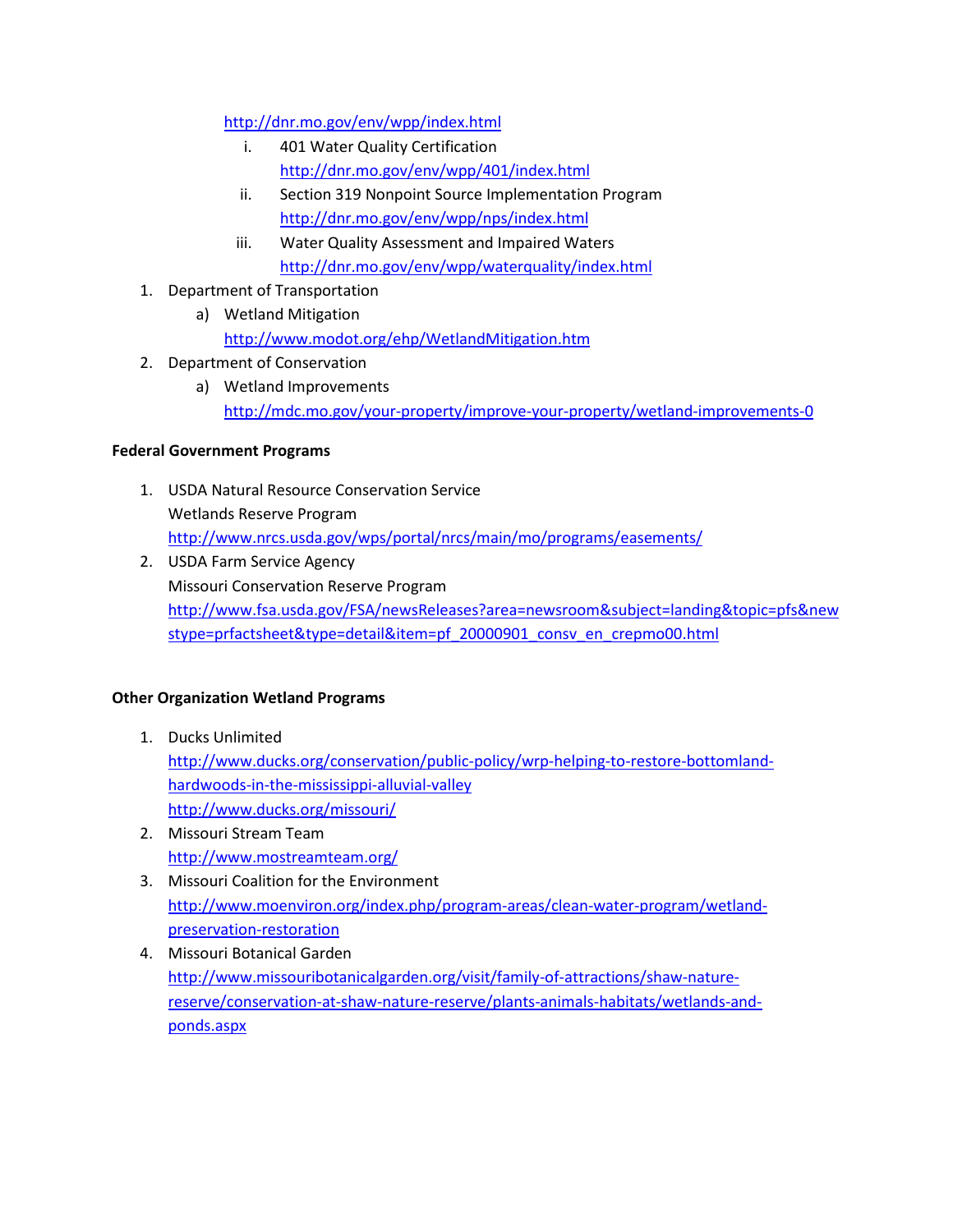http://dnr.mo.gov/env/wpp/index.html

i. 401 Water Quality Certification
   http://dnr.mo.gov/env/wpp/401/index.html
ii. Section 319 Nonpoint Source Implementation Program
   http://dnr.mo.gov/env/wpp/nps/index.html
iii. Water Quality Assessment and Impaired Waters
   http://dnr.mo.gov/env/wpp/waterquality/index.html

1. Department of Transportation
   a) Wetland Mitigation
      http://www.modot.org/ehp/WetlandMitigation.htm
2. Department of Conservation
   a) Wetland Improvements
      http://mdc.mo.gov/your-property/improve-your-property/wetland-improvements-0

**Federal Government Programs**

1. USDA Natural Resource Conservation Service
   Wetlands Reserve Program
   http://www.nrcs.usda.gov/wps/portal/nrcs/main/mo/programs/easements/
2. USDA Farm Service Agency
   Missouri Conservation Reserve Program
   http://www.fsa.usda.gov/FSA/newsReleases?area=newsroom&subject=landing&topic=pfs&newstype=prfactsheet&type=detail&item=pf_20000901_consv_en_crepmo00.html

**Other Organization Wetland Programs**

1. Ducks Unlimited
   http://www.ducks.org/conservation/public-policy/wrp-helping-to-restore-bottomland-hardwoods-in-the-mississippi-alluvial-valley
   http://www.ducks.org/missouri/
2. Missouri Stream Team
   http://www.mostreamteam.org/
3. Missouri Coalition for the Environment
   http://www.moenviron.org/index.php/program-areas/clean-water-program/wetland-preservation-restoration
4. Missouri Botanical Garden
   http://www.missouribotanicalgarden.org/visit/family-of-attractions/shaw-nature-reserve/conservation-at-shaw-nature-reserve/plants-animals-habitats/wetlands-and-ponds.aspx